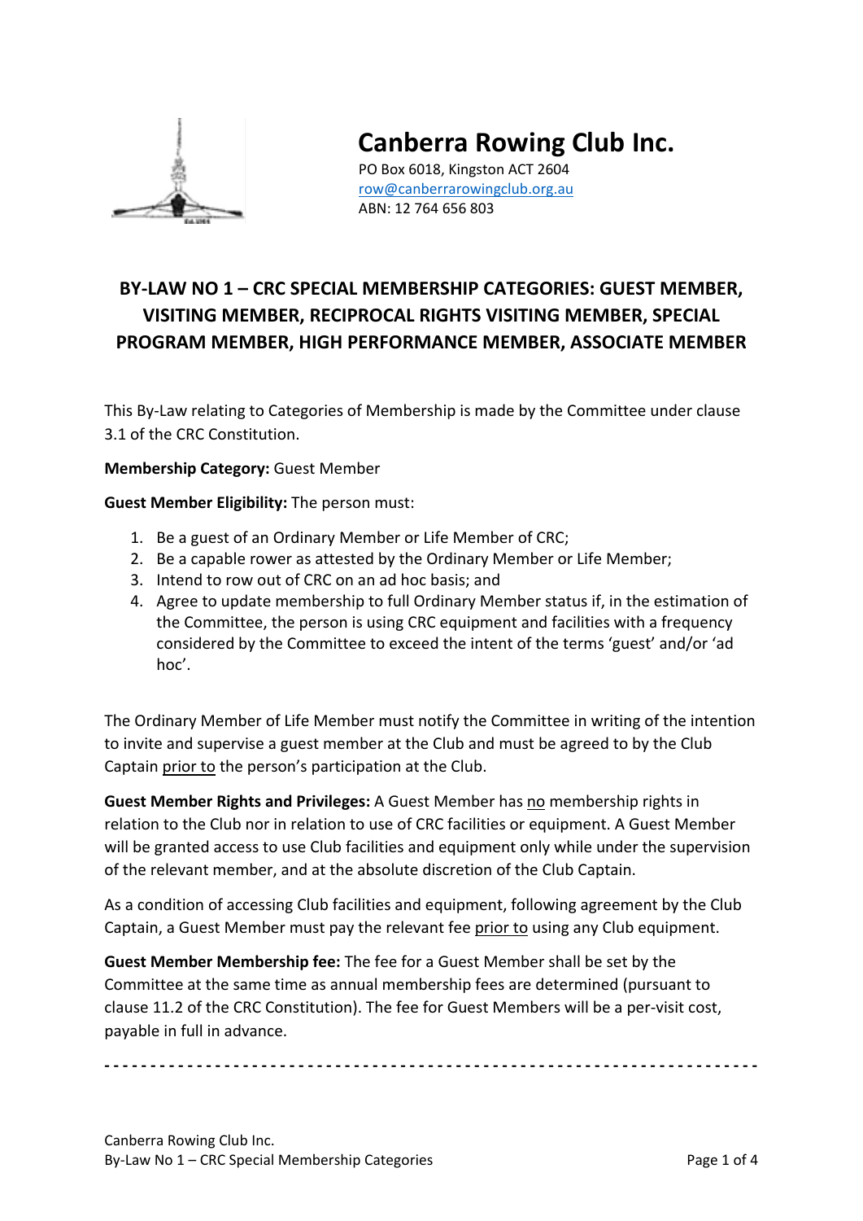# Canberra Rowing Club Inc.

PO Box 6018, Kingston ACT 2604
row@canberrarowingclub.org.au
ABN: 12 764 656 803

## BY-LAW NO 1 – CRC SPECIAL MEMBERSHIP CATEGORIES: GUEST MEMBER, VISITING MEMBER, RECIPROCAL RIGHTS VISITING MEMBER, SPECIAL PROGRAM MEMBER, HIGH PERFORMANCE MEMBER, ASSOCIATE MEMBER

This By-Law relating to Categories of Membership is made by the Committee under clause 3.1 of the CRC Constitution.

**Membership Category:** Guest Member

**Guest Member Eligibility:** The person must:

1. Be a guest of an Ordinary Member or Life Member of CRC;
2. Be a capable rower as attested by the Ordinary Member or Life Member;
3. Intend to row out of CRC on an ad hoc basis; and
4. Agree to update membership to full Ordinary Member status if, in the estimation of the Committee, the person is using CRC equipment and facilities with a frequency considered by the Committee to exceed the intent of the terms 'guest' and/or 'ad hoc'.

The Ordinary Member of Life Member must notify the Committee in writing of the intention to invite and supervise a guest member at the Club and must be agreed to by the Club Captain prior to the person's participation at the Club.

**Guest Member Rights and Privileges:** A Guest Member has no membership rights in relation to the Club nor in relation to use of CRC facilities or equipment. A Guest Member will be granted access to use Club facilities and equipment only while under the supervision of the relevant member, and at the absolute discretion of the Club Captain.

As a condition of accessing Club facilities and equipment, following agreement by the Club Captain, a Guest Member must pay the relevant fee prior to using any Club equipment.

**Guest Member Membership fee:** The fee for a Guest Member shall be set by the Committee at the same time as annual membership fees are determined (pursuant to clause 11.2 of the CRC Constitution). The fee for Guest Members will be a per-visit cost, payable in full in advance.

---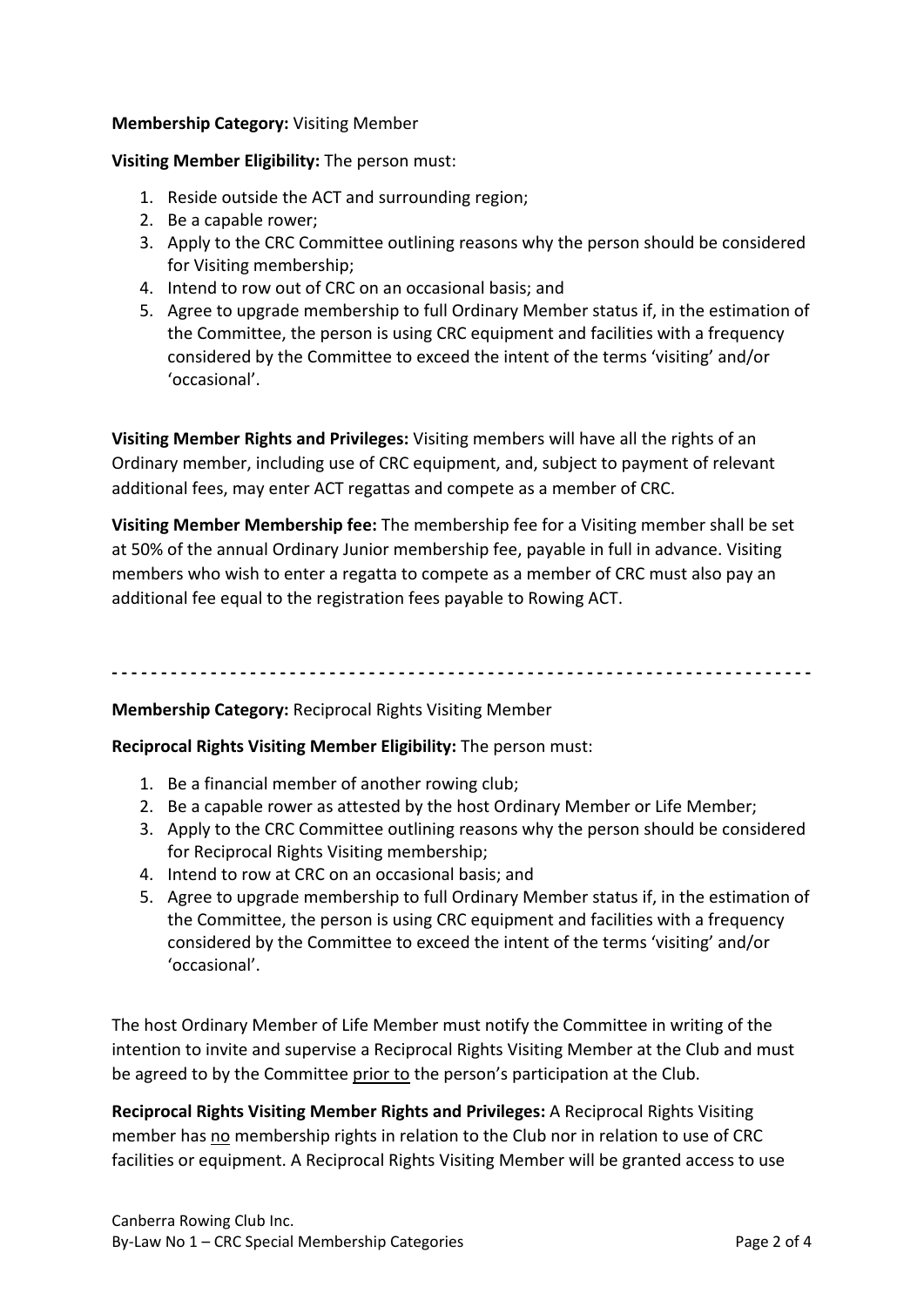**Membership Category:** Visiting Member

**Visiting Member Eligibility:** The person must:

1. Reside outside the ACT and surrounding region;
2. Be a capable rower;
3. Apply to the CRC Committee outlining reasons why the person should be considered for Visiting membership;
4. Intend to row out of CRC on an occasional basis; and
5. Agree to upgrade membership to full Ordinary Member status if, in the estimation of the Committee, the person is using CRC equipment and facilities with a frequency considered by the Committee to exceed the intent of the terms 'visiting' and/or 'occasional'.

**Visiting Member Rights and Privileges:** Visiting members will have all the rights of an Ordinary member, including use of CRC equipment, and, subject to payment of relevant additional fees, may enter ACT regattas and compete as a member of CRC.

**Visiting Member Membership fee:** The membership fee for a Visiting member shall be set at 50% of the annual Ordinary Junior membership fee, payable in full in advance. Visiting members who wish to enter a regatta to compete as a member of CRC must also pay an additional fee equal to the registration fees payable to Rowing ACT.

---

**Membership Category:** Reciprocal Rights Visiting Member

**Reciprocal Rights Visiting Member Eligibility:** The person must:

1. Be a financial member of another rowing club;
2. Be a capable rower as attested by the host Ordinary Member or Life Member;
3. Apply to the CRC Committee outlining reasons why the person should be considered for Reciprocal Rights Visiting membership;
4. Intend to row at CRC on an occasional basis; and
5. Agree to upgrade membership to full Ordinary Member status if, in the estimation of the Committee, the person is using CRC equipment and facilities with a frequency considered by the Committee to exceed the intent of the terms 'visiting' and/or 'occasional'.

The host Ordinary Member of Life Member must notify the Committee in writing of the intention to invite and supervise a Reciprocal Rights Visiting Member at the Club and must be agreed to by the Committee <u>prior to</u> the person's participation at the Club.

**Reciprocal Rights Visiting Member Rights and Privileges:** A Reciprocal Rights Visiting member has <u>no</u> membership rights in relation to the Club nor in relation to use of CRC facilities or equipment. A Reciprocal Rights Visiting Member will be granted access to use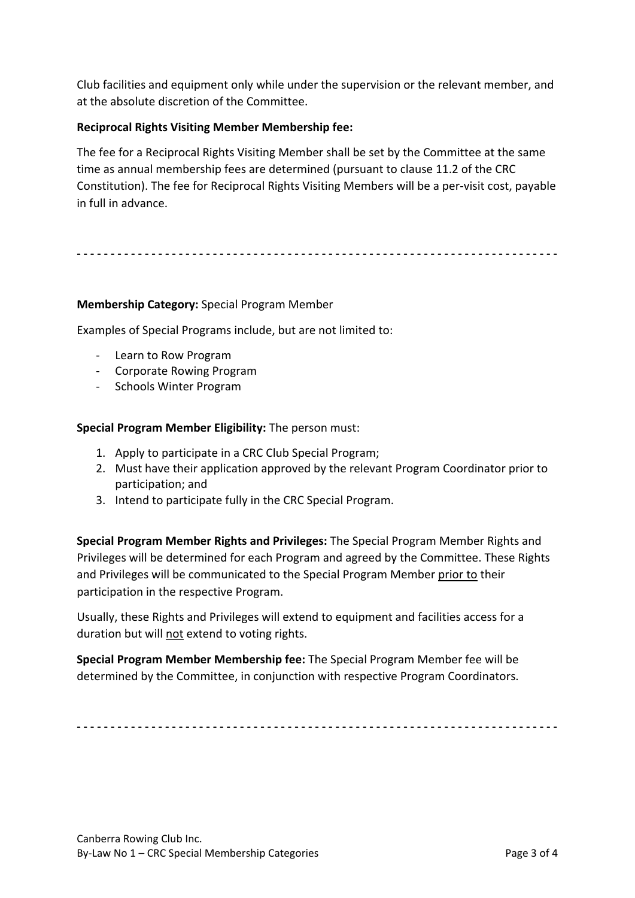Club facilities and equipment only while under the supervision or the relevant member, and at the absolute discretion of the Committee.

**Reciprocal Rights Visiting Member Membership fee:**

The fee for a Reciprocal Rights Visiting Member shall be set by the Committee at the same time as annual membership fees are determined (pursuant to clause 11.2 of the CRC Constitution). The fee for Reciprocal Rights Visiting Members will be a per-visit cost, payable in full in advance.

- - - - - - - - - - - - - - - - - - - - - - - - - - - - - - - - - - - - - - - - - - - - - - - - - - - - - - - - - - - - - - - - - - - - - - -

**Membership Category:** Special Program Member

Examples of Special Programs include, but are not limited to:

- Learn to Row Program
- Corporate Rowing Program
- Schools Winter Program

**Special Program Member Eligibility:** The person must:

1. Apply to participate in a CRC Club Special Program;
2. Must have their application approved by the relevant Program Coordinator prior to participation; and
3. Intend to participate fully in the CRC Special Program.

**Special Program Member Rights and Privileges:** The Special Program Member Rights and Privileges will be determined for each Program and agreed by the Committee. These Rights and Privileges will be communicated to the Special Program Member <u>prior to</u> their participation in the respective Program.

Usually, these Rights and Privileges will extend to equipment and facilities access for a duration but will <u>not</u> extend to voting rights.

**Special Program Member Membership fee:** The Special Program Member fee will be determined by the Committee, in conjunction with respective Program Coordinators.

- - - - - - - - - - - - - - - - - - - - - - - - - - - - - - - - - - - - - - - - - - - - - - - - - - - - - - - - - - - - - - - - - - - - - - -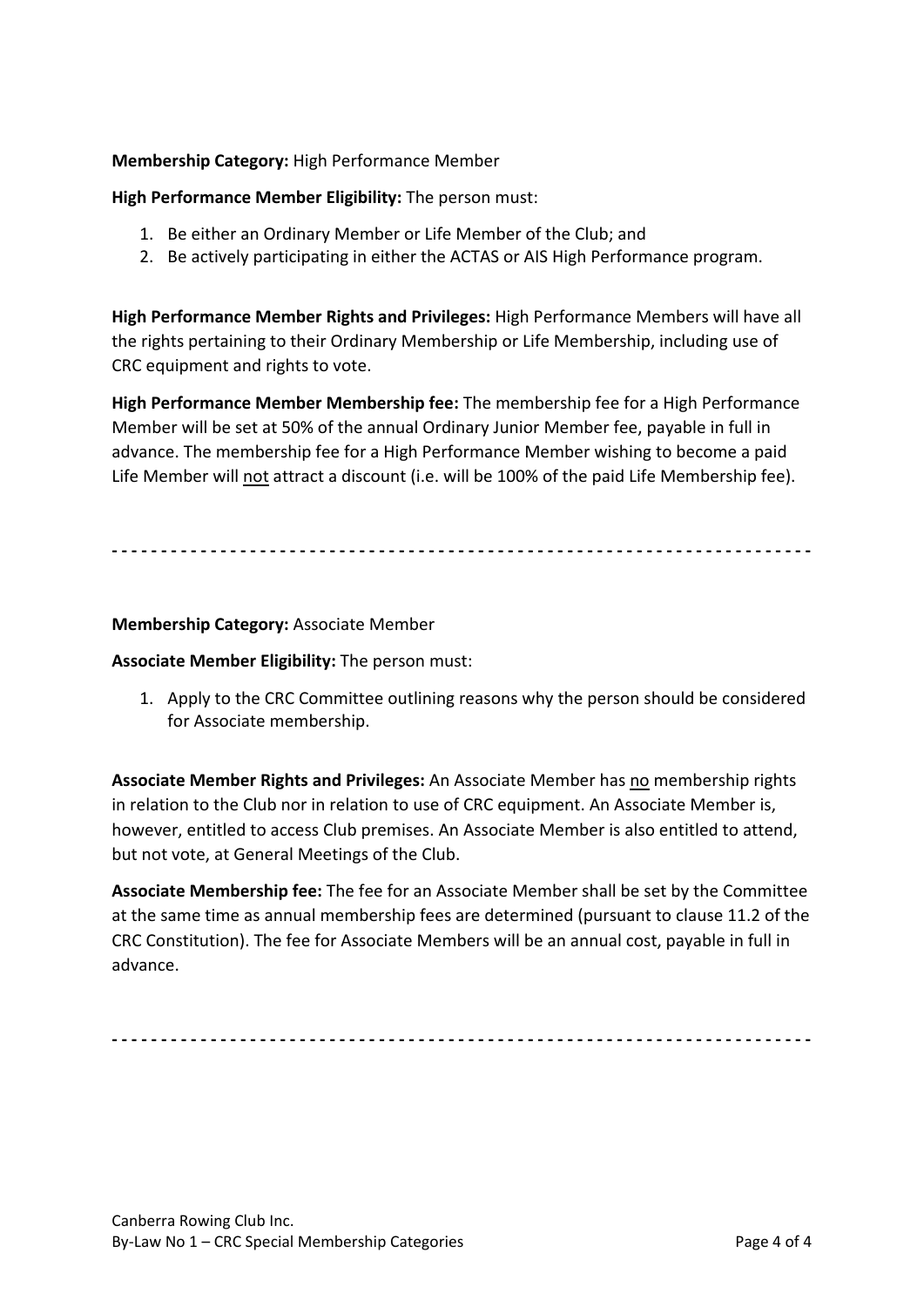**Membership Category:** High Performance Member

**High Performance Member Eligibility:** The person must:

1. Be either an Ordinary Member or Life Member of the Club; and
2. Be actively participating in either the ACTAS or AIS High Performance program.

**High Performance Member Rights and Privileges:** High Performance Members will have all the rights pertaining to their Ordinary Membership or Life Membership, including use of CRC equipment and rights to vote.

**High Performance Member Membership fee:** The membership fee for a High Performance Member will be set at 50% of the annual Ordinary Junior Member fee, payable in full in advance. The membership fee for a High Performance Member wishing to become a paid Life Member will <u>not</u> attract a discount (i.e. will be 100% of the paid Life Membership fee).

---

**Membership Category:** Associate Member

**Associate Member Eligibility:** The person must:

1. Apply to the CRC Committee outlining reasons why the person should be considered for Associate membership.

**Associate Member Rights and Privileges:** An Associate Member has <u>no</u> membership rights in relation to the Club nor in relation to use of CRC equipment. An Associate Member is, however, entitled to access Club premises. An Associate Member is also entitled to attend, but not vote, at General Meetings of the Club.

**Associate Membership fee:** The fee for an Associate Member shall be set by the Committee at the same time as annual membership fees are determined (pursuant to clause 11.2 of the CRC Constitution). The fee for Associate Members will be an annual cost, payable in full in advance.

---